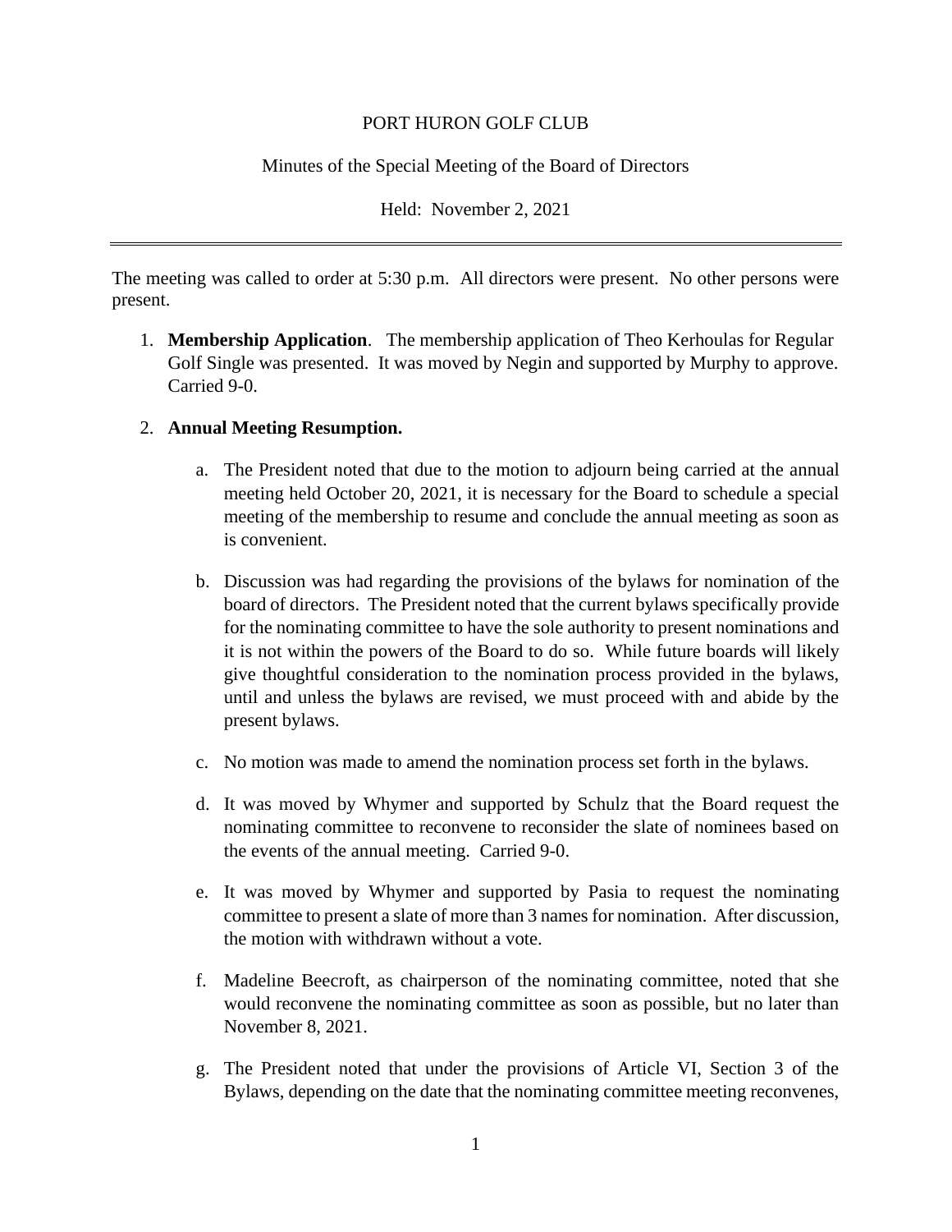PORT HURON GOLF CLUB

Minutes of the Special Meeting of the Board of Directors

Held: November 2, 2021

---

The meeting was called to order at 5:30 p.m. All directors were present. No other persons were present.

1. **Membership Application**. The membership application of Theo Kerhoulas for Regular Golf Single was presented. It was moved by Negin and supported by Murphy to approve. Carried 9-0.

2. **Annual Meeting Resumption.**

    a. The President noted that due to the motion to adjourn being carried at the annual meeting held October 20, 2021, it is necessary for the Board to schedule a special meeting of the membership to resume and conclude the annual meeting as soon as is convenient.

    b. Discussion was had regarding the provisions of the bylaws for nomination of the board of directors. The President noted that the current bylaws specifically provide for the nominating committee to have the sole authority to present nominations and it is not within the powers of the Board to do so. While future boards will likely give thoughtful consideration to the nomination process provided in the bylaws, until and unless the bylaws are revised, we must proceed with and abide by the present bylaws.

    c. No motion was made to amend the nomination process set forth in the bylaws.

    d. It was moved by Whymer and supported by Schulz that the Board request the nominating committee to reconvene to reconsider the slate of nominees based on the events of the annual meeting. Carried 9-0.

    e. It was moved by Whymer and supported by Pasia to request the nominating committee to present a slate of more than 3 names for nomination. After discussion, the motion with withdrawn without a vote.

    f. Madeline Beecroft, as chairperson of the nominating committee, noted that she would reconvene the nominating committee as soon as possible, but no later than November 8, 2021.

    g. The President noted that under the provisions of Article VI, Section 3 of the Bylaws, depending on the date that the nominating committee meeting reconvenes,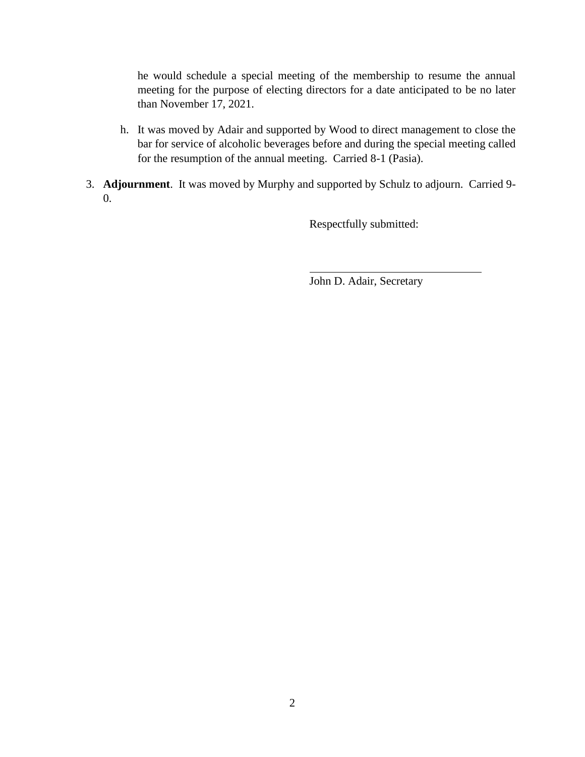he would schedule a special meeting of the membership to resume the annual meeting for the purpose of electing directors for a date anticipated to be no later than November 17, 2021.

h. It was moved by Adair and supported by Wood to direct management to close the bar for service of alcoholic beverages before and during the special meeting called for the resumption of the annual meeting. Carried 8-1 (Pasia).

3. **Adjournment**. It was moved by Murphy and supported by Schulz to adjourn. Carried 9-0.

Respectfully submitted:

\_\_\_\_\_\_\_\_\_\_\_\_\_\_\_\_\_\_\_\_\_\_\_\_\_\_\_\_\_\_

John D. Adair, Secretary